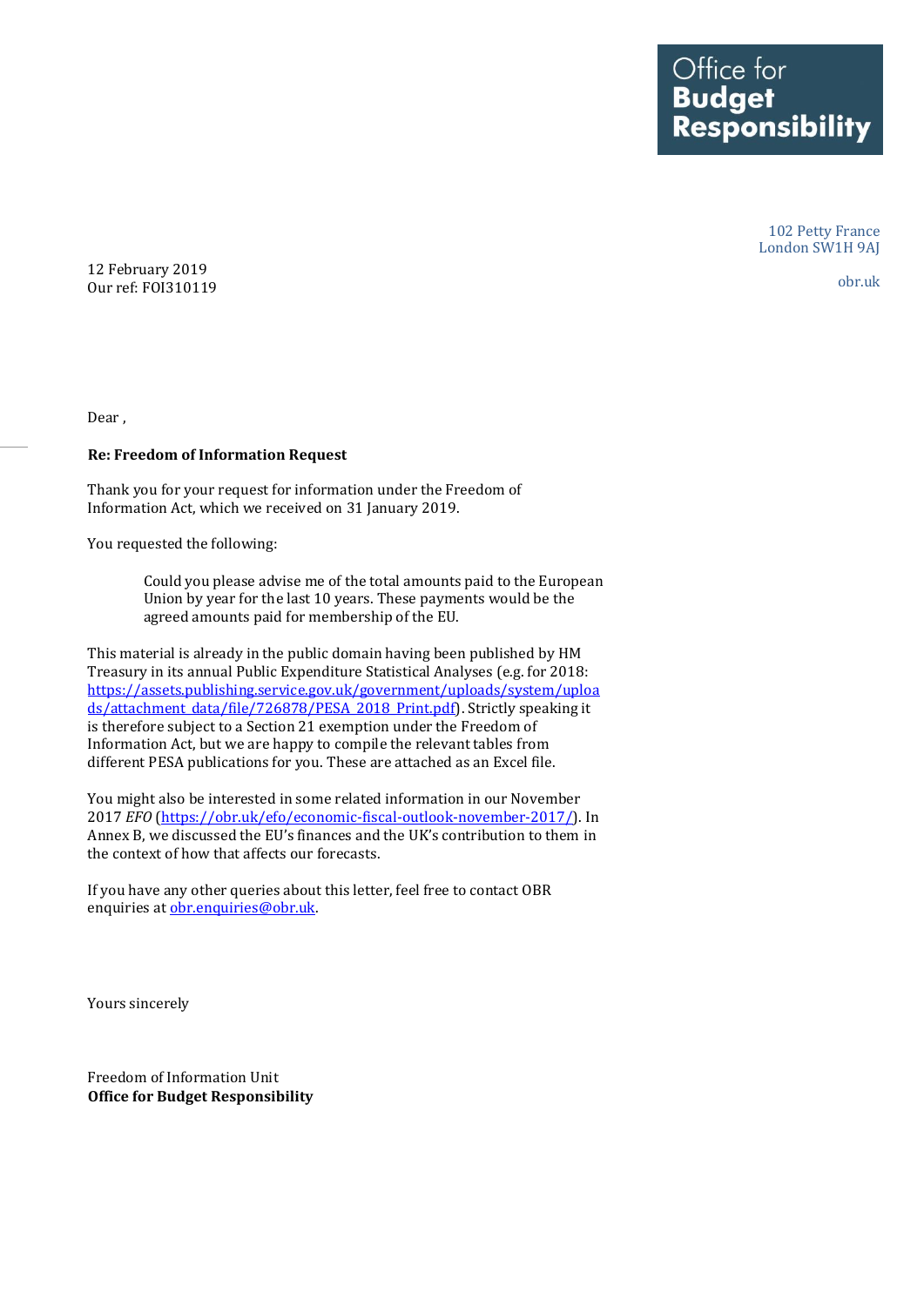Office for **Budget Responsibility**

102 Petty France
London SW1H 9AJ

obr.uk

12 February 2019
Our ref: FOI310119

Dear ,

**Re: Freedom of Information Request**

Thank you for your request for information under the Freedom of Information Act, which we received on 31 January 2019.

You requested the following:

> Could you please advise me of the total amounts paid to the European Union by year for the last 10 years. These payments would be the agreed amounts paid for membership of the EU.

This material is already in the public domain having been published by HM Treasury in its annual Public Expenditure Statistical Analyses (e.g. for 2018: [https://assets.publishing.service.gov.uk/government/uploads/system/uploads/attachment_data/file/726878/PESA_2018_Print.pdf](https://assets.publishing.service.gov.uk/government/uploads/system/uploads/attachment_data/file/726878/PESA_2018_Print.pdf)). Strictly speaking it is therefore subject to a Section 21 exemption under the Freedom of Information Act, but we are happy to compile the relevant tables from different PESA publications for you. These are attached as an Excel file.

You might also be interested in some related information in our November 2017 *EFO* ([https://obr.uk/efo/economic-fiscal-outlook-november-2017/](https://obr.uk/efo/economic-fiscal-outlook-november-2017/)). In Annex B, we discussed the EU's finances and the UK's contribution to them in the context of how that affects our forecasts.

If you have any other queries about this letter, feel free to contact OBR enquiries at [obr.enquiries@obr.uk](mailto:obr.enquiries@obr.uk).

Yours sincerely

Freedom of Information Unit
**Office for Budget Responsibility**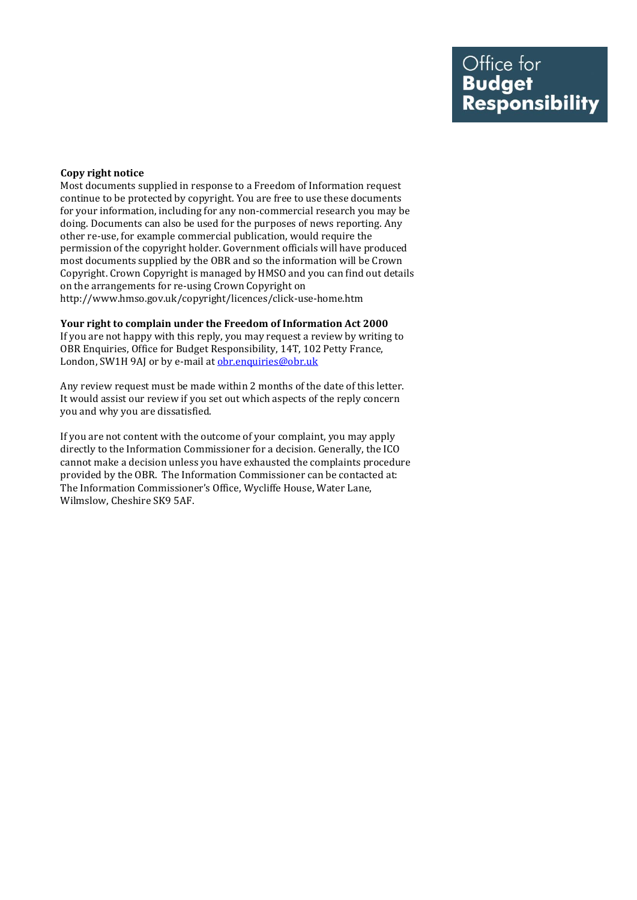Office for **Budget Responsibility**

**Copy right notice**

Most documents supplied in response to a Freedom of Information request continue to be protected by copyright. You are free to use these documents for your information, including for any non-commercial research you may be doing. Documents can also be used for the purposes of news reporting. Any other re-use, for example commercial publication, would require the permission of the copyright holder. Government officials will have produced most documents supplied by the OBR and so the information will be Crown Copyright. Crown Copyright is managed by HMSO and you can find out details on the arrangements for re-using Crown Copyright on http://www.hmso.gov.uk/copyright/licences/click-use-home.htm

**Your right to complain under the Freedom of Information Act 2000**

If you are not happy with this reply, you may request a review by writing to OBR Enquiries, Office for Budget Responsibility, 14T, 102 Petty France, London, SW1H 9AJ or by e-mail at obr.enquiries@obr.uk

Any review request must be made within 2 months of the date of this letter. It would assist our review if you set out which aspects of the reply concern you and why you are dissatisfied.

If you are not content with the outcome of your complaint, you may apply directly to the Information Commissioner for a decision. Generally, the ICO cannot make a decision unless you have exhausted the complaints procedure provided by the OBR. The Information Commissioner can be contacted at: The Information Commissioner's Office, Wycliffe House, Water Lane, Wilmslow, Cheshire SK9 5AF.